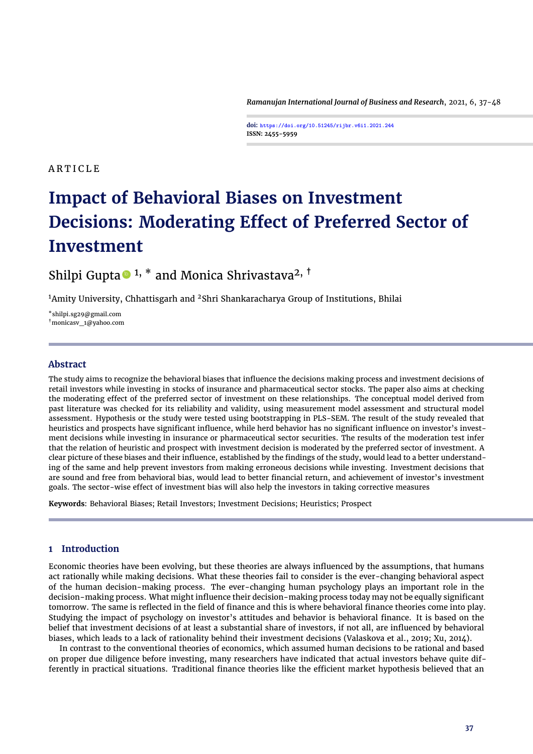ARTICLE

# Impact of Behavioral Biases on Investment Decisions: Moderating Effect of Preferred Sector of Investment

Shilpi Gupta [1, *] and Monica Shrivastava [2, †]

[1]Amity University, Chhattisgarh and [2]Shri Shankaracharya Group of Institutions, Bhilai

[*]shilpi.sg29@gmail.com
[†]monicasv_1@yahoo.com

## Abstract

The study aims to recognize the behavioral biases that influence the decisions making process and investment decisions of retail investors while investing in stocks of insurance and pharmaceutical sector stocks. The paper also aims at checking the moderating effect of the preferred sector of investment on these relationships. The conceptual model derived from past literature was checked for its reliability and validity, using measurement model assessment and structural model assessment. Hypothesis or the study were tested using bootstrapping in PLS-SEM. The result of the study revealed that heuristics and prospects have significant influence, while herd behavior has no significant influence on investor's investment decisions while investing in insurance or pharmaceutical sector securities. The results of the moderation test infer that the relation of heuristic and prospect with investment decision is moderated by the preferred sector of investment. A clear picture of these biases and their influence, established by the findings of the study, would lead to a better understanding of the same and help prevent investors from making erroneous decisions while investing. Investment decisions that are sound and free from behavioral bias, would lead to better financial return, and achievement of investor's investment goals. The sector-wise effect of investment bias will also help the investors in taking corrective measures

**Keywords**: Behavioral Biases; Retail Investors; Investment Decisions; Heuristics; Prospect

## 1 Introduction

Economic theories have been evolving, but these theories are always influenced by the assumptions, that humans act rationally while making decisions. What these theories fail to consider is the ever-changing behavioral aspect of the human decision-making process. The ever-changing human psychology plays an important role in the decision-making process. What might influence their decision-making process today may not be equally significant tomorrow. The same is reflected in the field of finance and this is where behavioral finance theories come into play. Studying the impact of psychology on investor's attitudes and behavior is behavioral finance. It is based on the belief that investment decisions of at least a substantial share of investors, if not all, are influenced by behavioral biases, which leads to a lack of rationality behind their investment decisions (Valaskova et al., 2019; Xu, 2014).

In contrast to the conventional theories of economics, which assumed human decisions to be rational and based on proper due diligence before investing, many researchers have indicated that actual investors behave quite differently in practical situations. Traditional finance theories like the efficient market hypothesis believed that an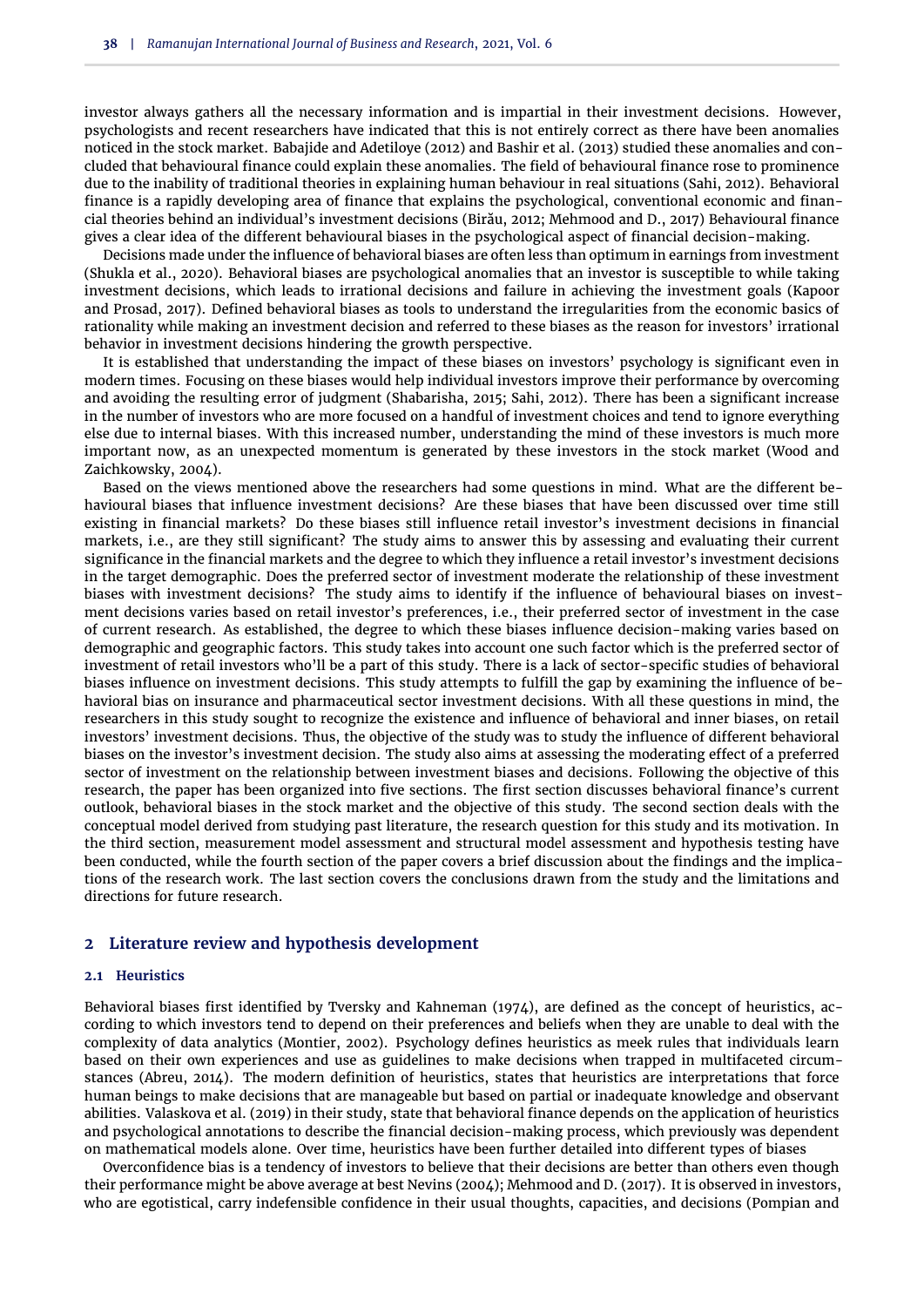investor always gathers all the necessary information and is impartial in their investment decisions. However, psychologists and recent researchers have indicated that this is not entirely correct as there have been anomalies noticed in the stock market. Babajide and Adetiloye (2012) and Bashir et al. (2013) studied these anomalies and concluded that behavioural finance could explain these anomalies. The field of behavioural finance rose to prominence due to the inability of traditional theories in explaining human behaviour in real situations (Sahi, 2012). Behavioral finance is a rapidly developing area of finance that explains the psychological, conventional economic and financial theories behind an individual's investment decisions (Birău, 2012; Mehmood and D., 2017) Behavioural finance gives a clear idea of the different behavioural biases in the psychological aspect of financial decision-making.

Decisions made under the influence of behavioral biases are often less than optimum in earnings from investment (Shukla et al., 2020). Behavioral biases are psychological anomalies that an investor is susceptible to while taking investment decisions, which leads to irrational decisions and failure in achieving the investment goals (Kapoor and Prosad, 2017). Defined behavioral biases as tools to understand the irregularities from the economic basics of rationality while making an investment decision and referred to these biases as the reason for investors' irrational behavior in investment decisions hindering the growth perspective.

It is established that understanding the impact of these biases on investors' psychology is significant even in modern times. Focusing on these biases would help individual investors improve their performance by overcoming and avoiding the resulting error of judgment (Shabarisha, 2015; Sahi, 2012). There has been a significant increase in the number of investors who are more focused on a handful of investment choices and tend to ignore everything else due to internal biases. With this increased number, understanding the mind of these investors is much more important now, as an unexpected momentum is generated by these investors in the stock market (Wood and Zaichkowsky, 2004).

Based on the views mentioned above the researchers had some questions in mind. What are the different behavioural biases that influence investment decisions? Are these biases that have been discussed over time still existing in financial markets? Do these biases still influence retail investor's investment decisions in financial markets, i.e., are they still significant? The study aims to answer this by assessing and evaluating their current significance in the financial markets and the degree to which they influence a retail investor's investment decisions in the target demographic. Does the preferred sector of investment moderate the relationship of these investment biases with investment decisions? The study aims to identify if the influence of behavioural biases on investment decisions varies based on retail investor's preferences, i.e., their preferred sector of investment in the case of current research. As established, the degree to which these biases influence decision-making varies based on demographic and geographic factors. This study takes into account one such factor which is the preferred sector of investment of retail investors who'll be a part of this study. There is a lack of sector-specific studies of behavioral biases influence on investment decisions. This study attempts to fulfill the gap by examining the influence of behavioral bias on insurance and pharmaceutical sector investment decisions. With all these questions in mind, the researchers in this study sought to recognize the existence and influence of behavioral and inner biases, on retail investors' investment decisions. Thus, the objective of the study was to study the influence of different behavioral biases on the investor's investment decision. The study also aims at assessing the moderating effect of a preferred sector of investment on the relationship between investment biases and decisions. Following the objective of this research, the paper has been organized into five sections. The first section discusses behavioral finance's current outlook, behavioral biases in the stock market and the objective of this study. The second section deals with the conceptual model derived from studying past literature, the research question for this study and its motivation. In the third section, measurement model assessment and structural model assessment and hypothesis testing have been conducted, while the fourth section of the paper covers a brief discussion about the findings and the implications of the research work. The last section covers the conclusions drawn from the study and the limitations and directions for future research.

## 2 Literature review and hypothesis development

### 2.1 Heuristics

Behavioral biases first identified by Tversky and Kahneman (1974), are defined as the concept of heuristics, according to which investors tend to depend on their preferences and beliefs when they are unable to deal with the complexity of data analytics (Montier, 2002). Psychology defines heuristics as meek rules that individuals learn based on their own experiences and use as guidelines to make decisions when trapped in multifaceted circumstances (Abreu, 2014). The modern definition of heuristics, states that heuristics are interpretations that force human beings to make decisions that are manageable but based on partial or inadequate knowledge and observant abilities. Valaskova et al. (2019) in their study, state that behavioral finance depends on the application of heuristics and psychological annotations to describe the financial decision-making process, which previously was dependent on mathematical models alone. Over time, heuristics have been further detailed into different types of biases

Overconfidence bias is a tendency of investors to believe that their decisions are better than others even though their performance might be above average at best Nevins (2004); Mehmood and D. (2017). It is observed in investors, who are egotistical, carry indefensible confidence in their usual thoughts, capacities, and decisions (Pompian and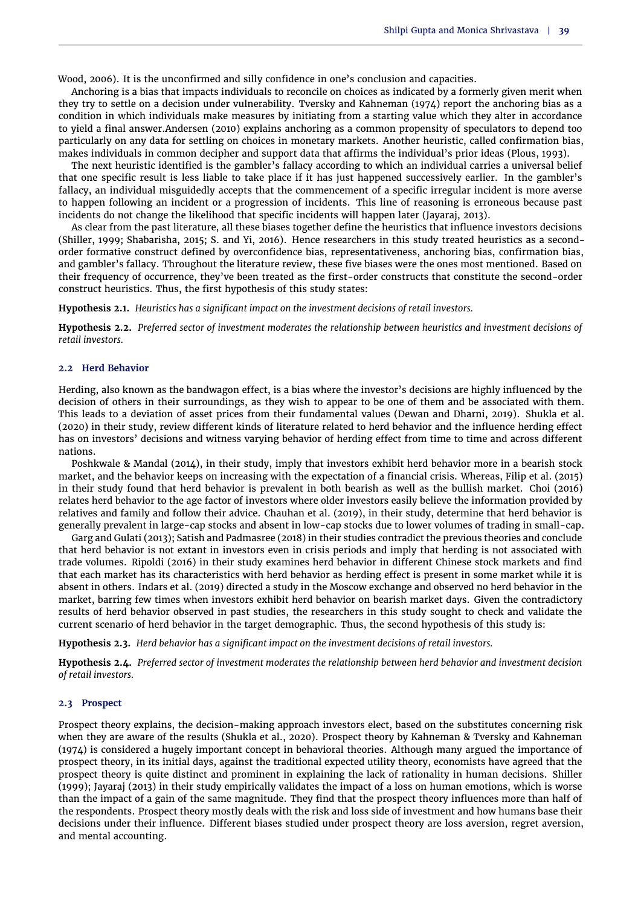Wood, 2006). It is the unconfirmed and silly confidence in one's conclusion and capacities.

Anchoring is a bias that impacts individuals to reconcile on choices as indicated by a formerly given merit when they try to settle on a decision under vulnerability. Tversky and Kahneman (1974) report the anchoring bias as a condition in which individuals make measures by initiating from a starting value which they alter in accordance to yield a final answer.Andersen (2010) explains anchoring as a common propensity of speculators to depend too particularly on any data for settling on choices in monetary markets. Another heuristic, called confirmation bias, makes individuals in common decipher and support data that affirms the individual's prior ideas (Plous, 1993).

The next heuristic identified is the gambler's fallacy according to which an individual carries a universal belief that one specific result is less liable to take place if it has just happened successively earlier. In the gambler's fallacy, an individual misguidedly accepts that the commencement of a specific irregular incident is more averse to happen following an incident or a progression of incidents. This line of reasoning is erroneous because past incidents do not change the likelihood that specific incidents will happen later (Jayaraj, 2013).

As clear from the past literature, all these biases together define the heuristics that influence investors decisions (Shiller, 1999; Shabarisha, 2015; S. and Yi, 2016). Hence researchers in this study treated heuristics as a second-order formative construct defined by overconfidence bias, representativeness, anchoring bias, confirmation bias, and gambler's fallacy. Throughout the literature review, these five biases were the ones most mentioned. Based on their frequency of occurrence, they've been treated as the first-order constructs that constitute the second-order construct heuristics. Thus, the first hypothesis of this study states:

**Hypothesis 2.1.** *Heuristics has a significant impact on the investment decisions of retail investors.*

**Hypothesis 2.2.** *Preferred sector of investment moderates the relationship between heuristics and investment decisions of retail investors.*

## 2.2 Herd Behavior

Herding, also known as the bandwagon effect, is a bias where the investor's decisions are highly influenced by the decision of others in their surroundings, as they wish to appear to be one of them and be associated with them. This leads to a deviation of asset prices from their fundamental values (Dewan and Dharni, 2019). Shukla et al. (2020) in their study, review different kinds of literature related to herd behavior and the influence herding effect has on investors' decisions and witness varying behavior of herding effect from time to time and across different nations.

Poshkwale & Mandal (2014), in their study, imply that investors exhibit herd behavior more in a bearish stock market, and the behavior keeps on increasing with the expectation of a financial crisis. Whereas, Filip et al. (2015) in their study found that herd behavior is prevalent in both bearish as well as the bullish market. Choi (2016) relates herd behavior to the age factor of investors where older investors easily believe the information provided by relatives and family and follow their advice. Chauhan et al. (2019), in their study, determine that herd behavior is generally prevalent in large-cap stocks and absent in low-cap stocks due to lower volumes of trading in small-cap.

Garg and Gulati (2013); Satish and Padmasree (2018) in their studies contradict the previous theories and conclude that herd behavior is not extant in investors even in crisis periods and imply that herding is not associated with trade volumes. Ripoldi (2016) in their study examines herd behavior in different Chinese stock markets and find that each market has its characteristics with herd behavior as herding effect is present in some market while it is absent in others. Indars et al. (2019) directed a study in the Moscow exchange and observed no herd behavior in the market, barring few times when investors exhibit herd behavior on bearish market days. Given the contradictory results of herd behavior observed in past studies, the researchers in this study sought to check and validate the current scenario of herd behavior in the target demographic. Thus, the second hypothesis of this study is:

**Hypothesis 2.3.** *Herd behavior has a significant impact on the investment decisions of retail investors.*

**Hypothesis 2.4.** *Preferred sector of investment moderates the relationship between herd behavior and investment decision of retail investors.*

## 2.3 Prospect

Prospect theory explains, the decision-making approach investors elect, based on the substitutes concerning risk when they are aware of the results (Shukla et al., 2020). Prospect theory by Kahneman & Tversky and Kahneman (1974) is considered a hugely important concept in behavioral theories. Although many argued the importance of prospect theory, in its initial days, against the traditional expected utility theory, economists have agreed that the prospect theory is quite distinct and prominent in explaining the lack of rationality in human decisions. Shiller (1999); Jayaraj (2013) in their study empirically validates the impact of a loss on human emotions, which is worse than the impact of a gain of the same magnitude. They find that the prospect theory influences more than half of the respondents. Prospect theory mostly deals with the risk and loss side of investment and how humans base their decisions under their influence. Different biases studied under prospect theory are loss aversion, regret aversion, and mental accounting.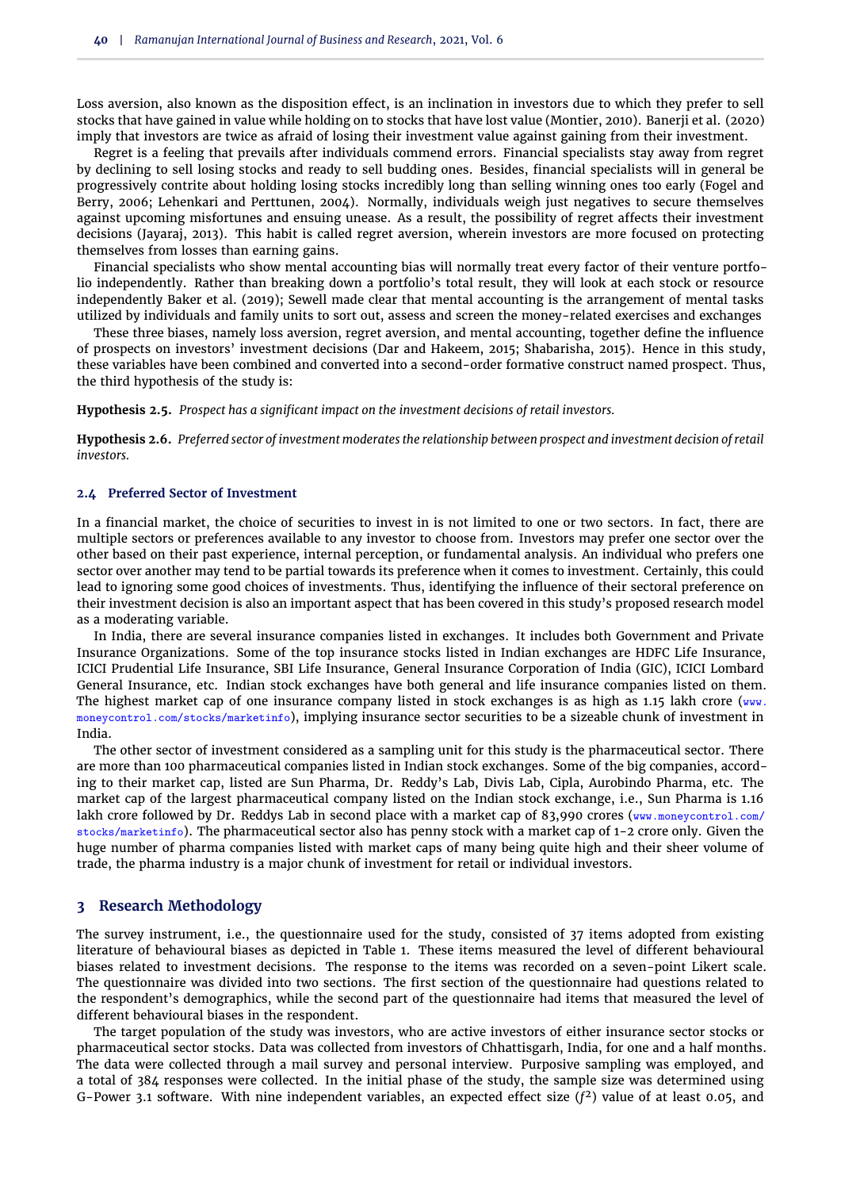Loss aversion, also known as the disposition effect, is an inclination in investors due to which they prefer to sell stocks that have gained in value while holding on to stocks that have lost value (Montier, 2010). Banerji et al. (2020) imply that investors are twice as afraid of losing their investment value against gaining from their investment.

Regret is a feeling that prevails after individuals commend errors. Financial specialists stay away from regret by declining to sell losing stocks and ready to sell budding ones. Besides, financial specialists will in general be progressively contrite about holding losing stocks incredibly long than selling winning ones too early (Fogel and Berry, 2006; Lehenkari and Perttunen, 2004). Normally, individuals weigh just negatives to secure themselves against upcoming misfortunes and ensuing unease. As a result, the possibility of regret affects their investment decisions (Jayaraj, 2013). This habit is called regret aversion, wherein investors are more focused on protecting themselves from losses than earning gains.

Financial specialists who show mental accounting bias will normally treat every factor of their venture portfolio independently. Rather than breaking down a portfolio's total result, they will look at each stock or resource independently Baker et al. (2019); Sewell made clear that mental accounting is the arrangement of mental tasks utilized by individuals and family units to sort out, assess and screen the money-related exercises and exchanges

These three biases, namely loss aversion, regret aversion, and mental accounting, together define the influence of prospects on investors' investment decisions (Dar and Hakeem, 2015; Shabarisha, 2015). Hence in this study, these variables have been combined and converted into a second-order formative construct named prospect. Thus, the third hypothesis of the study is:

**Hypothesis 2.5.** *Prospect has a significant impact on the investment decisions of retail investors.*

**Hypothesis 2.6.** *Preferred sector of investment moderates the relationship between prospect and investment decision of retail investors.*

### 2.4 Preferred Sector of Investment

In a financial market, the choice of securities to invest in is not limited to one or two sectors. In fact, there are multiple sectors or preferences available to any investor to choose from. Investors may prefer one sector over the other based on their past experience, internal perception, or fundamental analysis. An individual who prefers one sector over another may tend to be partial towards its preference when it comes to investment. Certainly, this could lead to ignoring some good choices of investments. Thus, identifying the influence of their sectoral preference on their investment decision is also an important aspect that has been covered in this study's proposed research model as a moderating variable.

In India, there are several insurance companies listed in exchanges. It includes both Government and Private Insurance Organizations. Some of the top insurance stocks listed in Indian exchanges are HDFC Life Insurance, ICICI Prudential Life Insurance, SBI Life Insurance, General Insurance Corporation of India (GIC), ICICI Lombard General Insurance, etc. Indian stock exchanges have both general and life insurance companies listed on them. The highest market cap of one insurance company listed in stock exchanges is as high as 1.15 lakh crore (www.moneycontrol.com/stocks/marketinfo), implying insurance sector securities to be a sizeable chunk of investment in India.

The other sector of investment considered as a sampling unit for this study is the pharmaceutical sector. There are more than 100 pharmaceutical companies listed in Indian stock exchanges. Some of the big companies, according to their market cap, listed are Sun Pharma, Dr. Reddy's Lab, Divis Lab, Cipla, Aurobindo Pharma, etc. The market cap of the largest pharmaceutical company listed on the Indian stock exchange, i.e., Sun Pharma is 1.16 lakh crore followed by Dr. Reddys Lab in second place with a market cap of 83,990 crores (www.moneycontrol.com/stocks/marketinfo). The pharmaceutical sector also has penny stock with a market cap of 1-2 crore only. Given the huge number of pharma companies listed with market caps of many being quite high and their sheer volume of trade, the pharma industry is a major chunk of investment for retail or individual investors.

## 3 Research Methodology

The survey instrument, i.e., the questionnaire used for the study, consisted of 37 items adopted from existing literature of behavioural biases as depicted in Table 1. These items measured the level of different behavioural biases related to investment decisions. The response to the items was recorded on a seven-point Likert scale. The questionnaire was divided into two sections. The first section of the questionnaire had questions related to the respondent's demographics, while the second part of the questionnaire had items that measured the level of different behavioural biases in the respondent.

The target population of the study was investors, who are active investors of either insurance sector stocks or pharmaceutical sector stocks. Data was collected from investors of Chhattisgarh, India, for one and a half months. The data were collected through a mail survey and personal interview. Purposive sampling was employed, and a total of 384 responses were collected. In the initial phase of the study, the sample size was determined using G-Power 3.1 software. With nine independent variables, an expected effect size ($f^2$) value of at least 0.05, and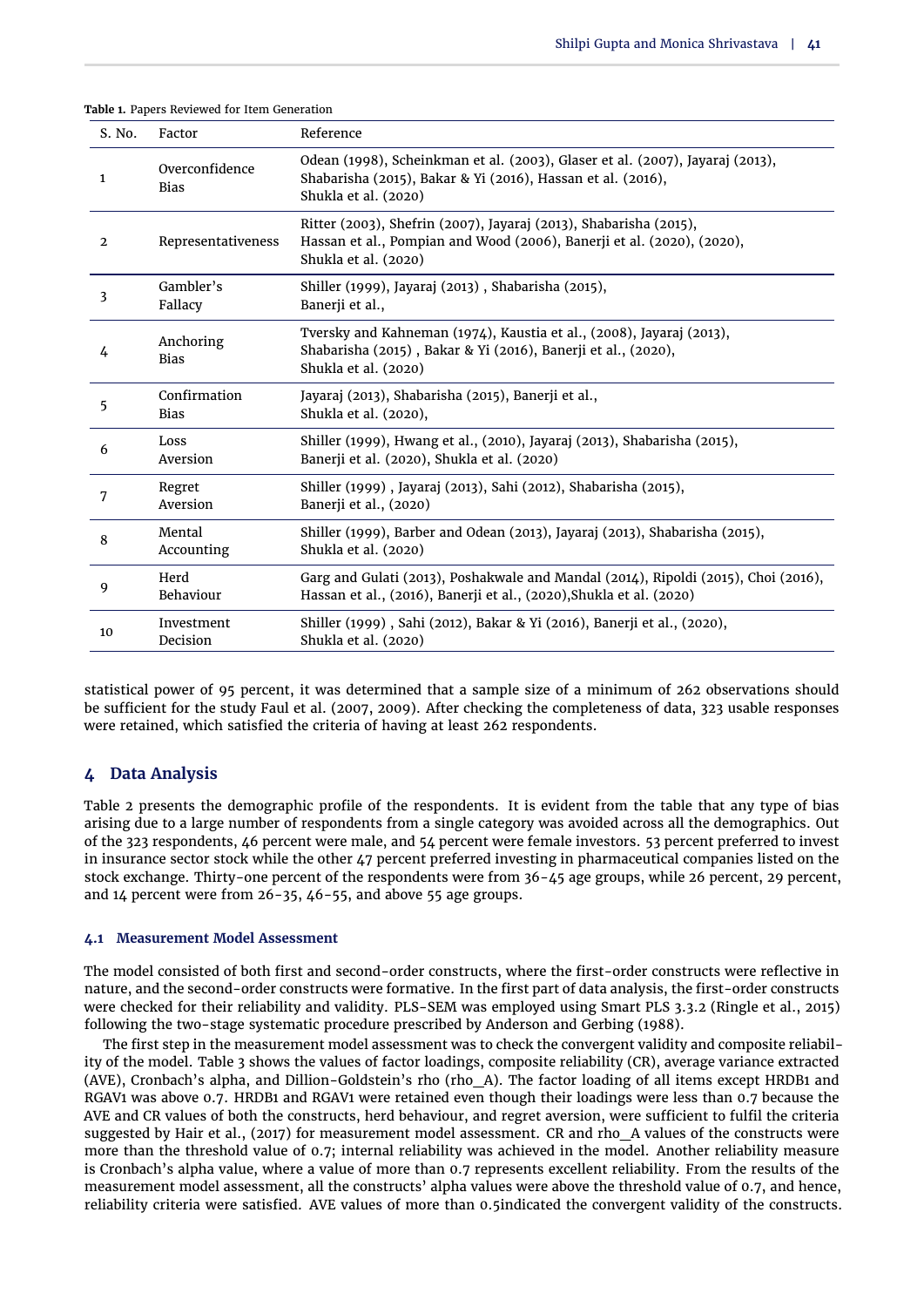**Table 1.** Papers Reviewed for Item Generation

| S. No. | Factor | Reference |
|---|---|---|
| 1 | Overconfidence Bias | Odean (1998), Scheinkman et al. (2003), Glaser et al. (2007), Jayaraj (2013), Shabarisha (2015), Bakar & Yi (2016), Hassan et al. (2016), Shukla et al. (2020) |
| 2 | Representativeness | Ritter (2003), Shefrin (2007), Jayaraj (2013), Shabarisha (2015), Hassan et al., Pompian and Wood (2006), Banerji et al. (2020), (2020), Shukla et al. (2020) |
| 3 | Gambler's Fallacy | Shiller (1999), Jayaraj (2013) , Shabarisha (2015), Banerji et al., |
| 4 | Anchoring Bias | Tversky and Kahneman (1974), Kaustia et al., (2008), Jayaraj (2013), Shabarisha (2015) , Bakar & Yi (2016), Banerji et al., (2020), Shukla et al. (2020) |
| 5 | Confirmation Bias | Jayaraj (2013), Shabarisha (2015), Banerji et al., Shukla et al. (2020), |
| 6 | Loss Aversion | Shiller (1999), Hwang et al., (2010), Jayaraj (2013), Shabarisha (2015), Banerji et al. (2020), Shukla et al. (2020) |
| 7 | Regret Aversion | Shiller (1999) , Jayaraj (2013), Sahi (2012), Shabarisha (2015), Banerji et al., (2020) |
| 8 | Mental Accounting | Shiller (1999), Barber and Odean (2013), Jayaraj (2013), Shabarisha (2015), Shukla et al. (2020) |
| 9 | Herd Behaviour | Garg and Gulati (2013), Poshakwale and Mandal (2014), Ripoldi (2015), Choi (2016), Hassan et al., (2016), Banerji et al., (2020),Shukla et al. (2020) |
| 10 | Investment Decision | Shiller (1999) , Sahi (2012), Bakar & Yi (2016), Banerji et al., (2020), Shukla et al. (2020) |

statistical power of 95 percent, it was determined that a sample size of a minimum of 262 observations should be sufficient for the study Faul et al. (2007, 2009). After checking the completeness of data, 323 usable responses were retained, which satisfied the criteria of having at least 262 respondents.

## 4 Data Analysis

Table 2 presents the demographic profile of the respondents. It is evident from the table that any type of bias arising due to a large number of respondents from a single category was avoided across all the demographics. Out of the 323 respondents, 46 percent were male, and 54 percent were female investors. 53 percent preferred to invest in insurance sector stock while the other 47 percent preferred investing in pharmaceutical companies listed on the stock exchange. Thirty-one percent of the respondents were from 36-45 age groups, while 26 percent, 29 percent, and 14 percent were from 26-35, 46-55, and above 55 age groups.

### 4.1 Measurement Model Assessment

The model consisted of both first and second-order constructs, where the first-order constructs were reflective in nature, and the second-order constructs were formative. In the first part of data analysis, the first-order constructs were checked for their reliability and validity. PLS-SEM was employed using Smart PLS 3.3.2 (Ringle et al., 2015) following the two-stage systematic procedure prescribed by Anderson and Gerbing (1988).

The first step in the measurement model assessment was to check the convergent validity and composite reliability of the model. Table 3 shows the values of factor loadings, composite reliability (CR), average variance extracted (AVE), Cronbach's alpha, and Dillion-Goldstein's rho (rho_A). The factor loading of all items except HRDB1 and RGAV1 was above 0.7. HRDB1 and RGAV1 were retained even though their loadings were less than 0.7 because the AVE and CR values of both the constructs, herd behaviour, and regret aversion, were sufficient to fulfil the criteria suggested by Hair et al., (2017) for measurement model assessment. CR and rho_A values of the constructs were more than the threshold value of 0.7; internal reliability was achieved in the model. Another reliability measure is Cronbach's alpha value, where a value of more than 0.7 represents excellent reliability. From the results of the measurement model assessment, all the constructs' alpha values were above the threshold value of 0.7, and hence, reliability criteria were satisfied. AVE values of more than 0.5indicated the convergent validity of the constructs.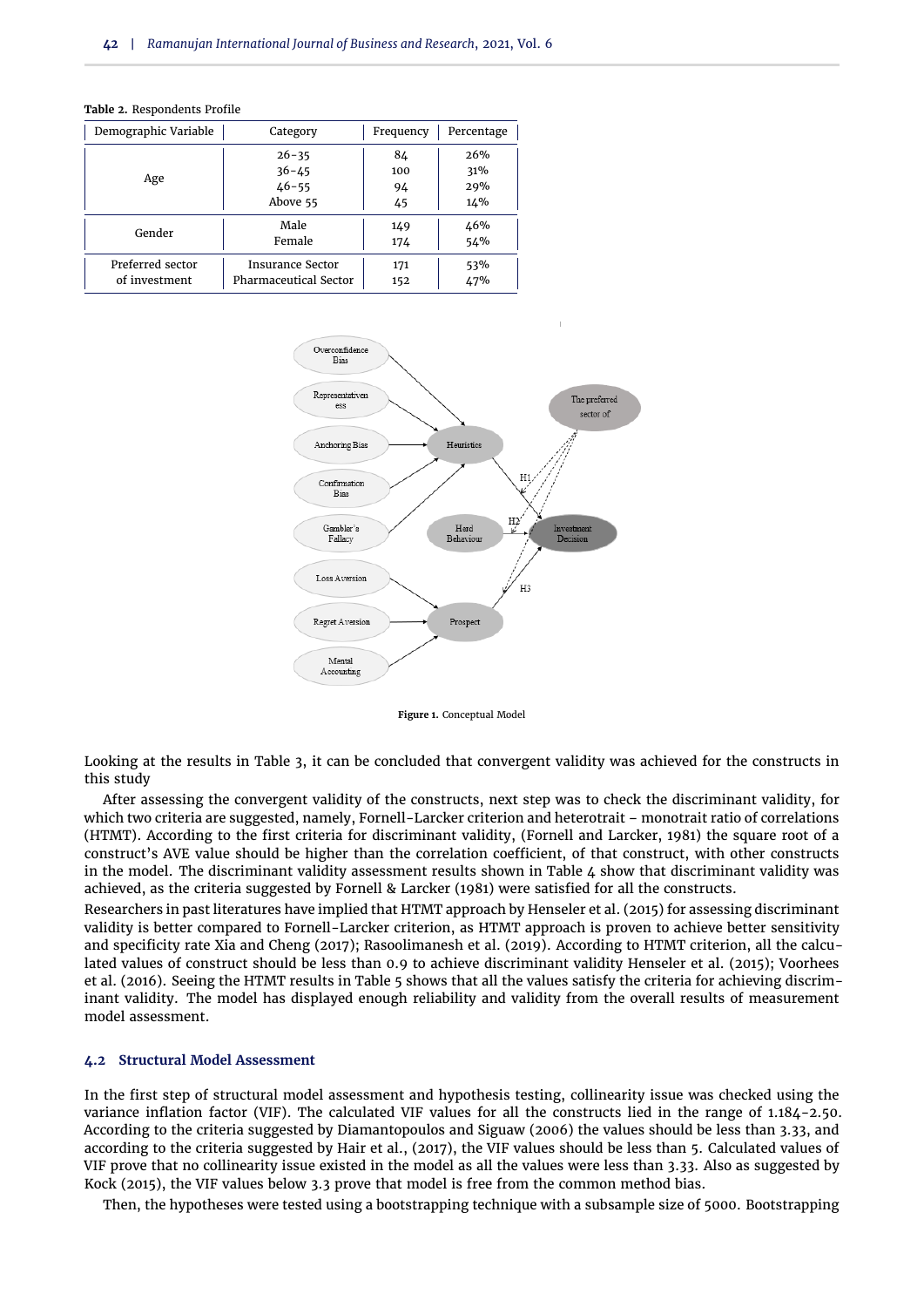**Table 2.** Respondents Profile

| Demographic Variable | Category | Frequency | Percentage |
|---|---|---|---|
| Age | 26–35 | 84 | 26% |
| | 36–45 | 100 | 31% |
| | 46–55 | 94 | 29% |
| | Above 55 | 45 | 14% |
| Gender | Male | 149 | 46% |
| | Female | 174 | 54% |
| Preferred sector of investment | Insurance Sector | 171 | 53% |
| | Pharmaceutical Sector | 152 | 47% |

**Figure 1.** Conceptual Model

Looking at the results in Table 3, it can be concluded that convergent validity was achieved for the constructs in this study

After assessing the convergent validity of the constructs, next step was to check the discriminant validity, for which two criteria are suggested, namely, Fornell-Larcker criterion and heterotrait – monotrait ratio of correlations (HTMT). According to the first criteria for discriminant validity, (Fornell and Larcker, 1981) the square root of a construct's AVE value should be higher than the correlation coefficient, of that construct, with other constructs in the model. The discriminant validity assessment results shown in Table 4 show that discriminant validity was achieved, as the criteria suggested by Fornell & Larcker (1981) were satisfied for all the constructs.

Researchers in past literatures have implied that HTMT approach by Henseler et al. (2015) for assessing discriminant validity is better compared to Fornell-Larcker criterion, as HTMT approach is proven to achieve better sensitivity and specificity rate Xia and Cheng (2017); Rasoolimanesh et al. (2019). According to HTMT criterion, all the calculated values of construct should be less than 0.9 to achieve discriminant validity Henseler et al. (2015); Voorhees et al. (2016). Seeing the HTMT results in Table 5 shows that all the values satisfy the criteria for achieving discriminant validity. The model has displayed enough reliability and validity from the overall results of measurement model assessment.

### 4.2 Structural Model Assessment

In the first step of structural model assessment and hypothesis testing, collinearity issue was checked using the variance inflation factor (VIF). The calculated VIF values for all the constructs lied in the range of 1.184-2.50. According to the criteria suggested by Diamantopoulos and Siguaw (2006) the values should be less than 3.33, and according to the criteria suggested by Hair et al., (2017), the VIF values should be less than 5. Calculated values of VIF prove that no collinearity issue existed in the model as all the values were less than 3.33. Also as suggested by Kock (2015), the VIF values below 3.3 prove that model is free from the common method bias.

Then, the hypotheses were tested using a bootstrapping technique with a subsample size of 5000. Bootstrapping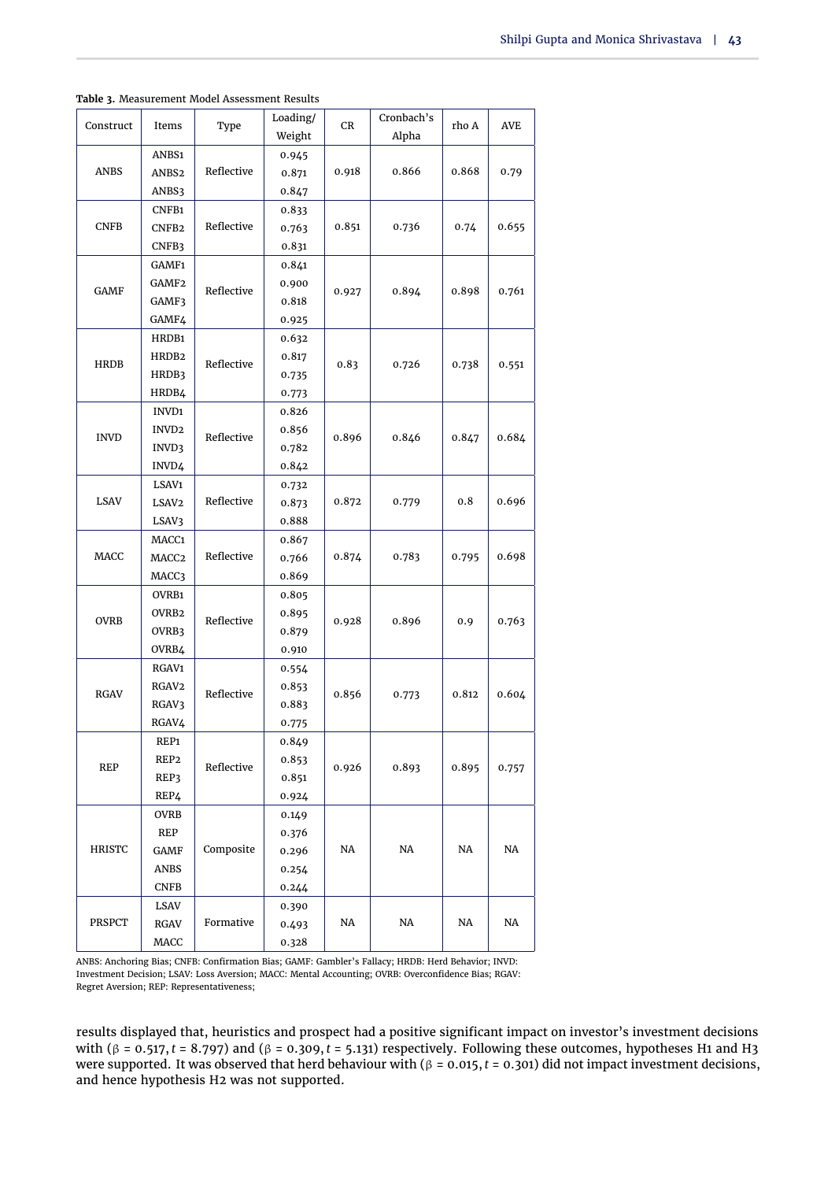**Table 3.** Measurement Model Assessment Results

| Construct | Items | Type | Loading/ Weight | CR | Cronbach's Alpha | rho A | AVE |
|---|---|---|---|---|---|---|---|
| ANBS | ANBS1 | Reflective | 0.945 | 0.918 | 0.866 | 0.868 | 0.79 |
| | ANBS2 | | 0.871 | | | | |
| | ANBS3 | | 0.847 | | | | |
| CNFB | CNFB1 | Reflective | 0.833 | 0.851 | 0.736 | 0.74 | 0.655 |
| | CNFB2 | | 0.763 | | | | |
| | CNFB3 | | 0.831 | | | | |
| GAMF | GAMF1 | Reflective | 0.841 | 0.927 | 0.894 | 0.898 | 0.761 |
| | GAMF2 | | 0.900 | | | | |
| | GAMF3 | | 0.818 | | | | |
| | GAMF4 | | 0.925 | | | | |
| HRDB | HRDB1 | Reflective | 0.632 | 0.83 | 0.726 | 0.738 | 0.551 |
| | HRDB2 | | 0.817 | | | | |
| | HRDB3 | | 0.735 | | | | |
| | HRDB4 | | 0.773 | | | | |
| INVD | INVD1 | Reflective | 0.826 | 0.896 | 0.846 | 0.847 | 0.684 |
| | INVD2 | | 0.856 | | | | |
| | INVD3 | | 0.782 | | | | |
| | INVD4 | | 0.842 | | | | |
| LSAV | LSAV1 | Reflective | 0.732 | 0.872 | 0.779 | 0.8 | 0.696 |
| | LSAV2 | | 0.873 | | | | |
| | LSAV3 | | 0.888 | | | | |
| MACC | MACC1 | Reflective | 0.867 | 0.874 | 0.783 | 0.795 | 0.698 |
| | MACC2 | | 0.766 | | | | |
| | MACC3 | | 0.869 | | | | |
| OVRB | OVRB1 | Reflective | 0.805 | 0.928 | 0.896 | 0.9 | 0.763 |
| | OVRB2 | | 0.895 | | | | |
| | OVRB3 | | 0.879 | | | | |
| | OVRB4 | | 0.910 | | | | |
| RGAV | RGAV1 | Reflective | 0.554 | 0.856 | 0.773 | 0.812 | 0.604 |
| | RGAV2 | | 0.853 | | | | |
| | RGAV3 | | 0.883 | | | | |
| | RGAV4 | | 0.775 | | | | |
| REP | REP1 | Reflective | 0.849 | 0.926 | 0.893 | 0.895 | 0.757 |
| | REP2 | | 0.853 | | | | |
| | REP3 | | 0.851 | | | | |
| | REP4 | | 0.924 | | | | |
| HRISTC | OVRB | Composite | 0.149 | NA | NA | NA | NA |
| | REP | | 0.376 | | | | |
| | GAMF | | 0.296 | | | | |
| | ANBS | | 0.254 | | | | |
| | CNFB | | 0.244 | | | | |
| PRSPCT | LSAV | Formative | 0.390 | NA | NA | NA | NA |
| | RGAV | | 0.493 | | | | |
| | MACC | | 0.328 | | | | |

ANBS: Anchoring Bias; CNFB: Confirmation Bias; GAMF: Gambler's Fallacy; HRDB: Herd Behavior; INVD: Investment Decision; LSAV: Loss Aversion; MACC: Mental Accounting; OVRB: Overconfidence Bias; RGAV: Regret Aversion; REP: Representativeness;

results displayed that, heuristics and prospect had a positive significant impact on investor's investment decisions with ($\beta$ = 0.517, $t$ = 8.797) and ($\beta$ = 0.309, $t$ = 5.131) respectively. Following these outcomes, hypotheses H1 and H3 were supported. It was observed that herd behaviour with ($\beta$ = 0.015, $t$ = 0.301) did not impact investment decisions, and hence hypothesis H2 was not supported.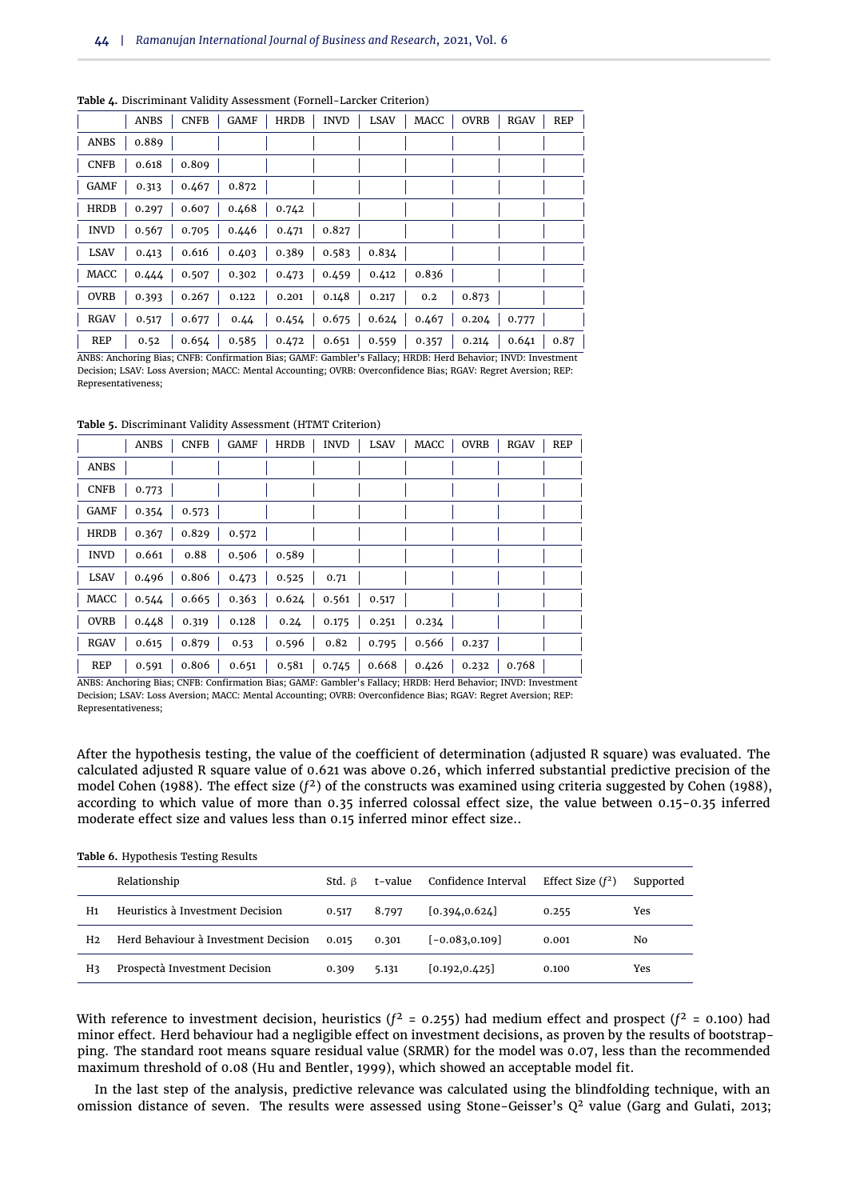**Table 4.** Discriminant Validity Assessment (Fornell-Larcker Criterion)

| | ANBS | CNFB | GAMF | HRDB | INVD | LSAV | MACC | OVRB | RGAV | REP |
|---|---|---|---|---|---|---|---|---|---|---|
| ANBS | 0.889 | | | | | | | | | |
| CNFB | 0.618 | 0.809 | | | | | | | | |
| GAMF | 0.313 | 0.467 | 0.872 | | | | | | | |
| HRDB | 0.297 | 0.607 | 0.468 | 0.742 | | | | | | |
| INVD | 0.567 | 0.705 | 0.446 | 0.471 | 0.827 | | | | | |
| LSAV | 0.413 | 0.616 | 0.403 | 0.389 | 0.583 | 0.834 | | | | |
| MACC | 0.444 | 0.507 | 0.302 | 0.473 | 0.459 | 0.412 | 0.836 | | | |
| OVRB | 0.393 | 0.267 | 0.122 | 0.201 | 0.148 | 0.217 | 0.2 | 0.873 | | |
| RGAV | 0.517 | 0.677 | 0.44 | 0.454 | 0.675 | 0.624 | 0.467 | 0.204 | 0.777 | |
| REP | 0.52 | 0.654 | 0.585 | 0.472 | 0.651 | 0.559 | 0.357 | 0.214 | 0.641 | 0.87 |

ANBS: Anchoring Bias; CNFB: Confirmation Bias; GAMF: Gambler's Fallacy; HRDB: Herd Behavior; INVD: Investment Decision; LSAV: Loss Aversion; MACC: Mental Accounting; OVRB: Overconfidence Bias; RGAV: Regret Aversion; REP: Representativeness;

**Table 5.** Discriminant Validity Assessment (HTMT Criterion)

| | ANBS | CNFB | GAMF | HRDB | INVD | LSAV | MACC | OVRB | RGAV | REP |
|---|---|---|---|---|---|---|---|---|---|---|
| ANBS | | | | | | | | | | |
| CNFB | 0.773 | | | | | | | | | |
| GAMF | 0.354 | 0.573 | | | | | | | | |
| HRDB | 0.367 | 0.829 | 0.572 | | | | | | | |
| INVD | 0.661 | 0.88 | 0.506 | 0.589 | | | | | | |
| LSAV | 0.496 | 0.806 | 0.473 | 0.525 | 0.71 | | | | | |
| MACC | 0.544 | 0.665 | 0.363 | 0.624 | 0.561 | 0.517 | | | | |
| OVRB | 0.448 | 0.319 | 0.128 | 0.24 | 0.175 | 0.251 | 0.234 | | | |
| RGAV | 0.615 | 0.879 | 0.53 | 0.596 | 0.82 | 0.795 | 0.566 | 0.237 | | |
| REP | 0.591 | 0.806 | 0.651 | 0.581 | 0.745 | 0.668 | 0.426 | 0.232 | 0.768 | |

ANBS: Anchoring Bias; CNFB: Confirmation Bias; GAMF: Gambler's Fallacy; HRDB: Herd Behavior; INVD: Investment Decision; LSAV: Loss Aversion; MACC: Mental Accounting; OVRB: Overconfidence Bias; RGAV: Regret Aversion; REP: Representativeness;

After the hypothesis testing, the value of the coefficient of determination (adjusted R square) was evaluated. The calculated adjusted R square value of 0.621 was above 0.26, which inferred substantial predictive precision of the model Cohen (1988). The effect size ($f^2$) of the constructs was examined using criteria suggested by Cohen (1988), according to which value of more than 0.35 inferred colossal effect size, the value between 0.15-0.35 inferred moderate effect size and values less than 0.15 inferred minor effect size..

**Table 6.** Hypothesis Testing Results

| | Relationship | Std. β | t-value | Confidence Interval | Effect Size ($f^2$) | Supported |
|---|---|---|---|---|---|---|
| H1 | Heuristics à Investment Decision | 0.517 | 8.797 | [0.394,0.624] | 0.255 | Yes |
| H2 | Herd Behaviour à Investment Decision | 0.015 | 0.301 | [-0.083,0.109] | 0.001 | No |
| H3 | Prospectà Investment Decision | 0.309 | 5.131 | [0.192,0.425] | 0.100 | Yes |

With reference to investment decision, heuristics ($f^2$ = 0.255) had medium effect and prospect ($f^2$ = 0.100) had minor effect. Herd behaviour had a negligible effect on investment decisions, as proven by the results of bootstrapping. The standard root means square residual value (SRMR) for the model was 0.07, less than the recommended maximum threshold of 0.08 (Hu and Bentler, 1999), which showed an acceptable model fit.

In the last step of the analysis, predictive relevance was calculated using the blindfolding technique, with an omission distance of seven. The results were assessed using Stone-Geisser's $Q^2$ value (Garg and Gulati, 2013;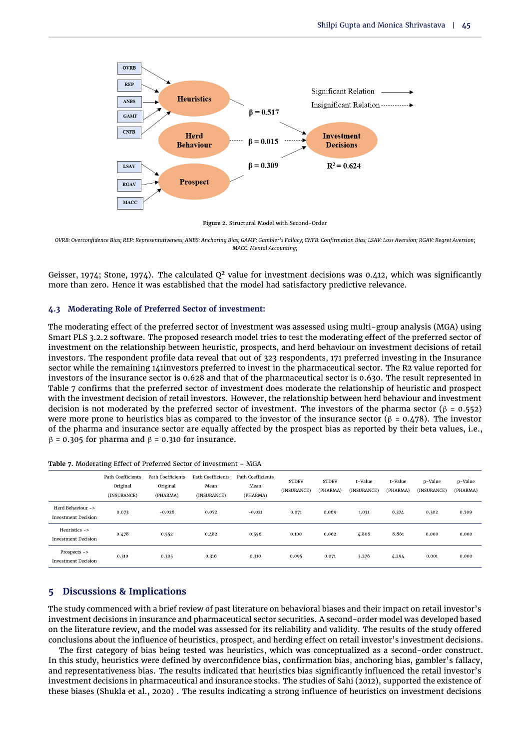**Figure 2.** Structural Model with Second-Order

*OVRB: Overconfidence Bias; REP: Representativeness; ANBS: Anchoring Bias; GAMF: Gambler's Fallacy; CNFB: Confirmation Bias; LSAV: Loss Aversion; RGAV: Regret Aversion; MACC: Mental Accounting;*

Geisser, 1974; Stone, 1974). The calculated $Q^2$ value for investment decisions was 0.412, which was significantly more than zero. Hence it was established that the model had satisfactory predictive relevance.

### 4.3 Moderating Role of Preferred Sector of investment:

The moderating effect of the preferred sector of investment was assessed using multi-group analysis (MGA) using Smart PLS 3.2.2 software. The proposed research model tries to test the moderating effect of the preferred sector of investment on the relationship between heuristic, prospects, and herd behaviour on investment decisions of retail investors. The respondent profile data reveal that out of 323 respondents, 171 preferred investing in the Insurance sector while the remaining 141investors preferred to invest in the pharmaceutical sector. The R2 value reported for investors of the insurance sector is 0.628 and that of the pharmaceutical sector is 0.630. The result represented in Table 7 confirms that the preferred sector of investment does moderate the relationship of heuristic and prospect with the investment decision of retail investors. However, the relationship between herd behaviour and investment decision is not moderated by the preferred sector of investment. The investors of the pharma sector ($\beta$ = 0.552) were more prone to heuristics bias as compared to the investor of the insurance sector ($\beta$ = 0.478). The investor of the pharma and insurance sector are equally affected by the prospect bias as reported by their beta values, i.e., $\beta$ = 0.305 for pharma and $\beta$ = 0.310 for insurance.

**Table 7.** Moderating Effect of Preferred Sector of investment – MGA

| | Path Coefficients Original (INSURANCE) | Path Coefficients Original (PHARMA) | Path Coefficients Mean (INSURANCE) | Path Coefficients Mean (PHARMA) | STDEV (INSURANCE) | STDEV (PHARMA) | t-Value (INSURANCE) | t-Value (PHARMA) | p-Value (INSURANCE) | p-Value (PHARMA) |
|---|---|---|---|---|---|---|---|---|---|---|
| Herd Behaviour -> Investment Decision | 0.073 | -0.026 | 0.072 | -0.021 | 0.071 | 0.069 | 1.031 | 0.374 | 0.302 | 0.709 |
| Heuristics -> Investment Decision | 0.478 | 0.552 | 0.482 | 0.556 | 0.100 | 0.062 | 4.806 | 8.861 | 0.000 | 0.000 |
| Prospects -> Investment Decision | 0.310 | 0.305 | 0.316 | 0.310 | 0.095 | 0.071 | 3.276 | 4.294 | 0.001 | 0.000 |

## 5 Discussions & Implications

The study commenced with a brief review of past literature on behavioral biases and their impact on retail investor's investment decisions in insurance and pharmaceutical sector securities. A second-order model was developed based on the literature review, and the model was assessed for its reliability and validity. The results of the study offered conclusions about the influence of heuristics, prospect, and herding effect on retail investor's investment decisions.

The first category of bias being tested was heuristics, which was conceptualized as a second-order construct. In this study, heuristics were defined by overconfidence bias, confirmation bias, anchoring bias, gambler's fallacy, and representativeness bias. The results indicated that heuristics bias significantly influenced the retail investor's investment decisions in pharmaceutical and insurance stocks. The studies of Sahi (2012), supported the existence of these biases (Shukla et al., 2020) . The results indicating a strong influence of heuristics on investment decisions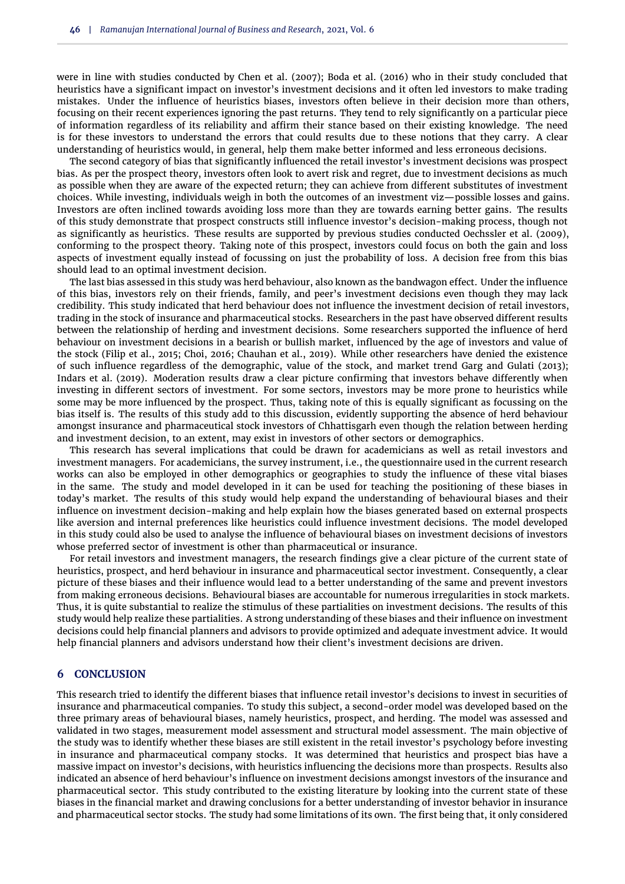were in line with studies conducted by Chen et al. (2007); Boda et al. (2016) who in their study concluded that heuristics have a significant impact on investor's investment decisions and it often led investors to make trading mistakes. Under the influence of heuristics biases, investors often believe in their decision more than others, focusing on their recent experiences ignoring the past returns. They tend to rely significantly on a particular piece of information regardless of its reliability and affirm their stance based on their existing knowledge. The need is for these investors to understand the errors that could results due to these notions that they carry. A clear understanding of heuristics would, in general, help them make better informed and less erroneous decisions.

The second category of bias that significantly influenced the retail investor's investment decisions was prospect bias. As per the prospect theory, investors often look to avert risk and regret, due to investment decisions as much as possible when they are aware of the expected return; they can achieve from different substitutes of investment choices. While investing, individuals weigh in both the outcomes of an investment viz—possible losses and gains. Investors are often inclined towards avoiding loss more than they are towards earning better gains. The results of this study demonstrate that prospect constructs still influence investor's decision-making process, though not as significantly as heuristics. These results are supported by previous studies conducted Oechssler et al. (2009), conforming to the prospect theory. Taking note of this prospect, investors could focus on both the gain and loss aspects of investment equally instead of focussing on just the probability of loss. A decision free from this bias should lead to an optimal investment decision.

The last bias assessed in this study was herd behaviour, also known as the bandwagon effect. Under the influence of this bias, investors rely on their friends, family, and peer's investment decisions even though they may lack credibility. This study indicated that herd behaviour does not influence the investment decision of retail investors, trading in the stock of insurance and pharmaceutical stocks. Researchers in the past have observed different results between the relationship of herding and investment decisions. Some researchers supported the influence of herd behaviour on investment decisions in a bearish or bullish market, influenced by the age of investors and value of the stock (Filip et al., 2015; Choi, 2016; Chauhan et al., 2019). While other researchers have denied the existence of such influence regardless of the demographic, value of the stock, and market trend Garg and Gulati (2013); Indars et al. (2019). Moderation results draw a clear picture confirming that investors behave differently when investing in different sectors of investment. For some sectors, investors may be more prone to heuristics while some may be more influenced by the prospect. Thus, taking note of this is equally significant as focussing on the bias itself is. The results of this study add to this discussion, evidently supporting the absence of herd behaviour amongst insurance and pharmaceutical stock investors of Chhattisgarh even though the relation between herding and investment decision, to an extent, may exist in investors of other sectors or demographics.

This research has several implications that could be drawn for academicians as well as retail investors and investment managers. For academicians, the survey instrument, i.e., the questionnaire used in the current research works can also be employed in other demographics or geographies to study the influence of these vital biases in the same. The study and model developed in it can be used for teaching the positioning of these biases in today's market. The results of this study would help expand the understanding of behavioural biases and their influence on investment decision-making and help explain how the biases generated based on external prospects like aversion and internal preferences like heuristics could influence investment decisions. The model developed in this study could also be used to analyse the influence of behavioural biases on investment decisions of investors whose preferred sector of investment is other than pharmaceutical or insurance.

For retail investors and investment managers, the research findings give a clear picture of the current state of heuristics, prospect, and herd behaviour in insurance and pharmaceutical sector investment. Consequently, a clear picture of these biases and their influence would lead to a better understanding of the same and prevent investors from making erroneous decisions. Behavioural biases are accountable for numerous irregularities in stock markets. Thus, it is quite substantial to realize the stimulus of these partialities on investment decisions. The results of this study would help realize these partialities. A strong understanding of these biases and their influence on investment decisions could help financial planners and advisors to provide optimized and adequate investment advice. It would help financial planners and advisors understand how their client's investment decisions are driven.

## 6 CONCLUSION

This research tried to identify the different biases that influence retail investor's decisions to invest in securities of insurance and pharmaceutical companies. To study this subject, a second-order model was developed based on the three primary areas of behavioural biases, namely heuristics, prospect, and herding. The model was assessed and validated in two stages, measurement model assessment and structural model assessment. The main objective of the study was to identify whether these biases are still existent in the retail investor's psychology before investing in insurance and pharmaceutical company stocks. It was determined that heuristics and prospect bias have a massive impact on investor's decisions, with heuristics influencing the decisions more than prospects. Results also indicated an absence of herd behaviour's influence on investment decisions amongst investors of the insurance and pharmaceutical sector. This study contributed to the existing literature by looking into the current state of these biases in the financial market and drawing conclusions for a better understanding of investor behavior in insurance and pharmaceutical sector stocks. The study had some limitations of its own. The first being that, it only considered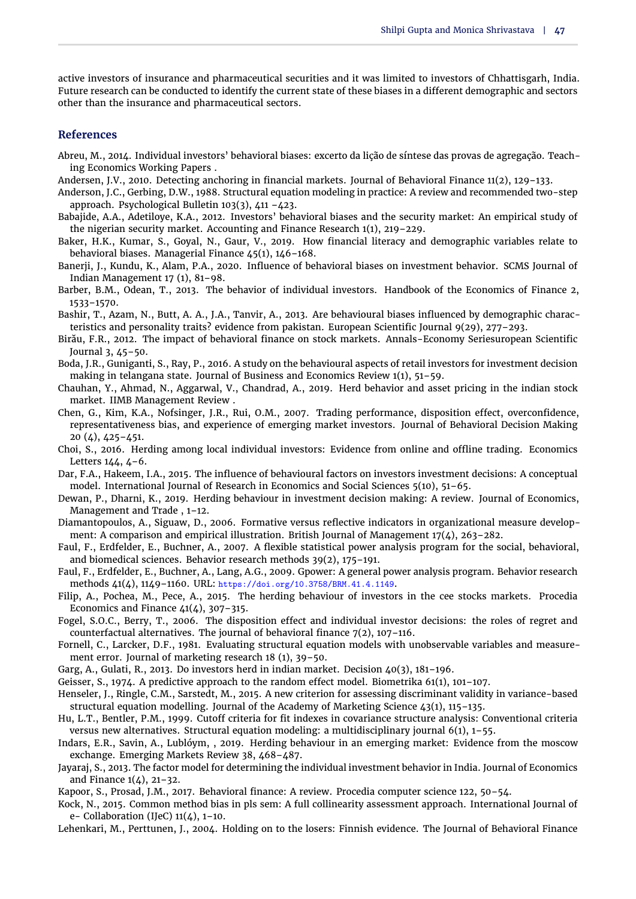active investors of insurance and pharmaceutical securities and it was limited to investors of Chhattisgarh, India. Future research can be conducted to identify the current state of these biases in a different demographic and sectors other than the insurance and pharmaceutical sectors.

## References

Abreu, M., 2014. Individual investors' behavioral biases: excerto da lição de síntese das provas de agregação. Teaching Economics Working Papers .

Andersen, J.V., 2010. Detecting anchoring in financial markets. Journal of Behavioral Finance 11(2), 129–133.

Anderson, J.C., Gerbing, D.W., 1988. Structural equation modeling in practice: A review and recommended two-step approach. Psychological Bulletin 103(3), 411 –423.

Babajide, A.A., Adetiloye, K.A., 2012. Investors' behavioral biases and the security market: An empirical study of the nigerian security market. Accounting and Finance Research 1(1), 219–229.

Baker, H.K., Kumar, S., Goyal, N., Gaur, V., 2019. How financial literacy and demographic variables relate to behavioral biases. Managerial Finance 45(1), 146–168.

Banerji, J., Kundu, K., Alam, P.A., 2020. Influence of behavioral biases on investment behavior. SCMS Journal of Indian Management 17 (1), 81–98.

Barber, B.M., Odean, T., 2013. The behavior of individual investors. Handbook of the Economics of Finance 2, 1533–1570.

Bashir, T., Azam, N., Butt, A. A., J.A., Tanvir, A., 2013. Are behavioural biases influenced by demographic characteristics and personality traits? evidence from pakistan. European Scientific Journal 9(29), 277–293.

Birău, F.R., 2012. The impact of behavioral finance on stock markets. Annals-Economy Seriesuropean Scientific Journal 3, 45–50.

Boda, J.R., Guniganti, S., Ray, P., 2016. A study on the behavioural aspects of retail investors for investment decision making in telangana state. Journal of Business and Economics Review 1(1), 51–59.

Chauhan, Y., Ahmad, N., Aggarwal, V., Chandrad, A., 2019. Herd behavior and asset pricing in the indian stock market. IIMB Management Review .

Chen, G., Kim, K.A., Nofsinger, J.R., Rui, O.M., 2007. Trading performance, disposition effect, overconfidence, representativeness bias, and experience of emerging market investors. Journal of Behavioral Decision Making 20 (4), 425–451.

Choi, S., 2016. Herding among local individual investors: Evidence from online and offline trading. Economics Letters 144, 4–6.

Dar, F.A., Hakeem, I.A., 2015. The influence of behavioural factors on investors investment decisions: A conceptual model. International Journal of Research in Economics and Social Sciences 5(10), 51–65.

Dewan, P., Dharni, K., 2019. Herding behaviour in investment decision making: A review. Journal of Economics, Management and Trade , 1–12.

Diamantopoulos, A., Siguaw, D., 2006. Formative versus reflective indicators in organizational measure development: A comparison and empirical illustration. British Journal of Management 17(4), 263–282.

Faul, F., Erdfelder, E., Buchner, A., 2007. A flexible statistical power analysis program for the social, behavioral, and biomedical sciences. Behavior research methods 39(2), 175–191.

Faul, F., Erdfelder, E., Buchner, A., Lang, A.G., 2009. Gpower: A general power analysis program. Behavior research methods 41(4), 1149–1160. URL: https://doi.org/10.3758/BRM.41.4.1149.

Filip, A., Pochea, M., Pece, A., 2015. The herding behaviour of investors in the cee stocks markets. Procedia Economics and Finance 41(4), 307–315.

Fogel, S.O.C., Berry, T., 2006. The disposition effect and individual investor decisions: the roles of regret and counterfactual alternatives. The journal of behavioral finance 7(2), 107–116.

Fornell, C., Larcker, D.F., 1981. Evaluating structural equation models with unobservable variables and measurement error. Journal of marketing research 18 (1), 39–50.

Garg, A., Gulati, R., 2013. Do investors herd in indian market. Decision 40(3), 181–196.

Geisser, S., 1974. A predictive approach to the random effect model. Biometrika 61(1), 101–107.

Henseler, J., Ringle, C.M., Sarstedt, M., 2015. A new criterion for assessing discriminant validity in variance-based structural equation modelling. Journal of the Academy of Marketing Science 43(1), 115–135.

Hu, L.T., Bentler, P.M., 1999. Cutoff criteria for fit indexes in covariance structure analysis: Conventional criteria versus new alternatives. Structural equation modeling: a multidisciplinary journal 6(1), 1–55.

Indars, E.R., Savin, A., Lublóym, , 2019. Herding behaviour in an emerging market: Evidence from the moscow exchange. Emerging Markets Review 38, 468–487.

Jayaraj, S., 2013. The factor model for determining the individual investment behavior in India. Journal of Economics and Finance 1(4), 21–32.

Kapoor, S., Prosad, J.M., 2017. Behavioral finance: A review. Procedia computer science 122, 50–54.

Kock, N., 2015. Common method bias in pls sem: A full collinearity assessment approach. International Journal of e- Collaboration (IJeC) 11(4), 1–10.

Lehenkari, M., Perttunen, J., 2004. Holding on to the losers: Finnish evidence. The Journal of Behavioral Finance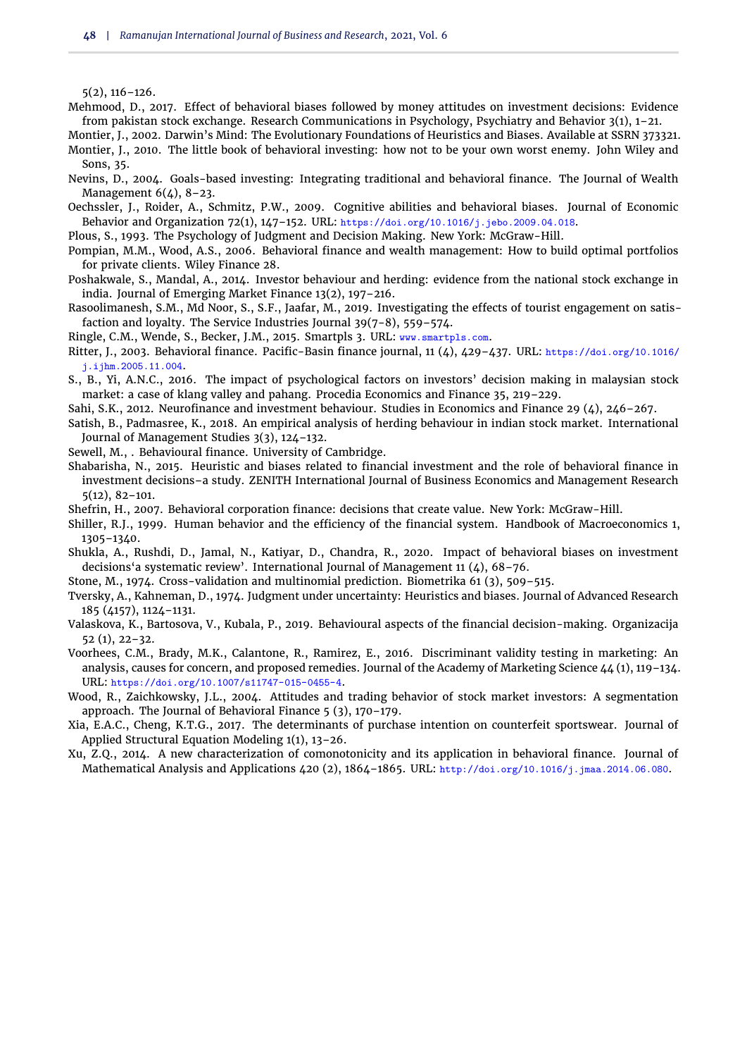5(2), 116–126.

Mehmood, D., 2017. Effect of behavioral biases followed by money attitudes on investment decisions: Evidence from pakistan stock exchange. Research Communications in Psychology, Psychiatry and Behavior 3(1), 1–21.

Montier, J., 2002. Darwin's Mind: The Evolutionary Foundations of Heuristics and Biases. Available at SSRN 373321.

Montier, J., 2010. The little book of behavioral investing: how not to be your own worst enemy. John Wiley and Sons, 35.

Nevins, D., 2004. Goals-based investing: Integrating traditional and behavioral finance. The Journal of Wealth Management 6(4), 8–23.

Oechssler, J., Roider, A., Schmitz, P.W., 2009. Cognitive abilities and behavioral biases. Journal of Economic Behavior and Organization 72(1), 147–152. URL: https://doi.org/10.1016/j.jebo.2009.04.018.

Plous, S., 1993. The Psychology of Judgment and Decision Making. New York: McGraw-Hill.

Pompian, M.M., Wood, A.S., 2006. Behavioral finance and wealth management: How to build optimal portfolios for private clients. Wiley Finance 28.

Poshakwale, S., Mandal, A., 2014. Investor behaviour and herding: evidence from the national stock exchange in india. Journal of Emerging Market Finance 13(2), 197–216.

Rasoolimanesh, S.M., Md Noor, S., S.F., Jaafar, M., 2019. Investigating the effects of tourist engagement on satisfaction and loyalty. The Service Industries Journal 39(7-8), 559–574.

Ringle, C.M., Wende, S., Becker, J.M., 2015. Smartpls 3. URL: www.smartpls.com.

Ritter, J., 2003. Behavioral finance. Pacific-Basin finance journal, 11 (4), 429–437. URL: https://doi.org/10.1016/j.ijhm.2005.11.004.

S., B., Yi, A.N.C., 2016. The impact of psychological factors on investors' decision making in malaysian stock market: a case of klang valley and pahang. Procedia Economics and Finance 35, 219–229.

Sahi, S.K., 2012. Neurofinance and investment behaviour. Studies in Economics and Finance 29 (4), 246–267.

Satish, B., Padmasree, K., 2018. An empirical analysis of herding behaviour in indian stock market. International Journal of Management Studies 3(3), 124–132.

Sewell, M., . Behavioural finance. University of Cambridge.

Shabarisha, N., 2015. Heuristic and biases related to financial investment and the role of behavioral finance in investment decisions–a study. ZENITH International Journal of Business Economics and Management Research 5(12), 82–101.

Shefrin, H., 2007. Behavioral corporation finance: decisions that create value. New York: McGraw-Hill.

Shiller, R.J., 1999. Human behavior and the efficiency of the financial system. Handbook of Macroeconomics 1, 1305–1340.

Shukla, A., Rushdi, D., Jamal, N., Katiyar, D., Chandra, R., 2020. Impact of behavioral biases on investment decisions'a systematic review'. International Journal of Management 11 (4), 68–76.

Stone, M., 1974. Cross-validation and multinomial prediction. Biometrika 61 (3), 509–515.

Tversky, A., Kahneman, D., 1974. Judgment under uncertainty: Heuristics and biases. Journal of Advanced Research 185 (4157), 1124–1131.

Valaskova, K., Bartosova, V., Kubala, P., 2019. Behavioural aspects of the financial decision-making. Organizacija 52 (1), 22–32.

Voorhees, C.M., Brady, M.K., Calantone, R., Ramirez, E., 2016. Discriminant validity testing in marketing: An analysis, causes for concern, and proposed remedies. Journal of the Academy of Marketing Science 44 (1), 119–134. URL: https://doi.org/10.1007/s11747-015-0455-4.

Wood, R., Zaichkowsky, J.L., 2004. Attitudes and trading behavior of stock market investors: A segmentation approach. The Journal of Behavioral Finance 5 (3), 170–179.

Xia, E.A.C., Cheng, K.T.G., 2017. The determinants of purchase intention on counterfeit sportswear. Journal of Applied Structural Equation Modeling 1(1), 13–26.

Xu, Z.Q., 2014. A new characterization of comonotonicity and its application in behavioral finance. Journal of Mathematical Analysis and Applications 420 (2), 1864–1865. URL: http://doi.org/10.1016/j.jmaa.2014.06.080.